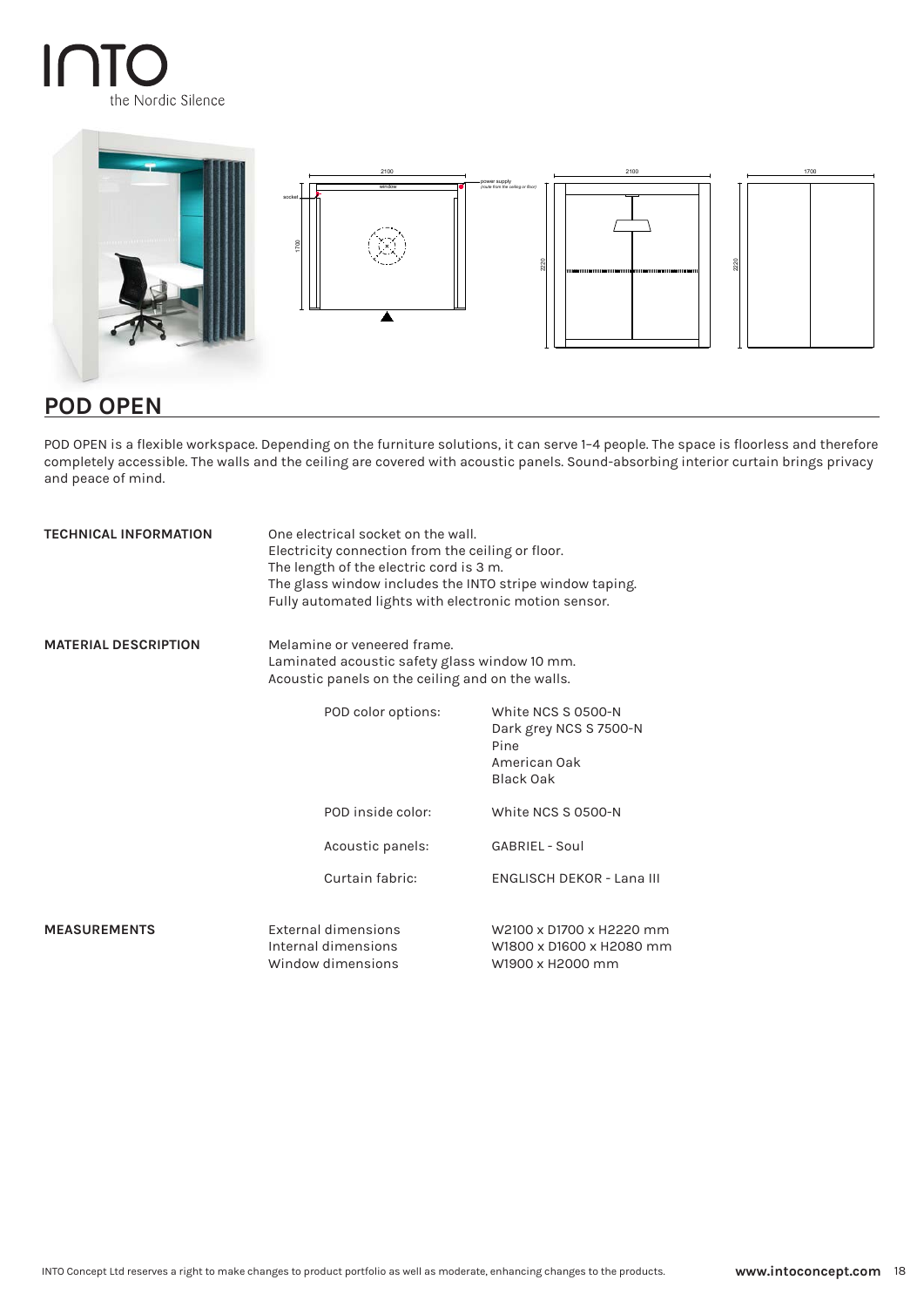# INTO

the Nordic Silence

## POD OPEN

POD OPEN is a flexible workspace. Depending on the furniture solutions, it can serve 1–4 people. The space is floorless and therefore completely accessible. The walls and the ceiling are covered with acoustic panels. Sound-absorbing interior curtain brings privacy and peace of mind.

**TECHNICAL INFORMATION**

One electrical socket on the wall.
Electricity connection from the ceiling or floor.
The length of the electric cord is 3 m.
The glass window includes the INTO stripe window taping.
Fully automated lights with electronic motion sensor.

**MATERIAL DESCRIPTION**

Melamine or veneered frame.
Laminated acoustic safety glass window 10 mm.
Acoustic panels on the ceiling and on the walls.

| | |
|---|---|
| POD color options: | White NCS S 0500-N<br>Dark grey NCS S 7500-N<br>Pine<br>American Oak<br>Black Oak |
| POD inside color: | White NCS S 0500-N |
| Acoustic panels: | GABRIEL - Soul |
| Curtain fabric: | ENGLISCH DEKOR - Lana III |

**MEASUREMENTS**

| | |
|---|---|
| External dimensions | W2100 x D1700 x H2220 mm |
| Internal dimensions | W1800 x D1600 x H2080 mm |
| Window dimensions | W1900 x H2000 mm |

INTO Concept Ltd reserves a right to make changes to product portfolio as well as moderate, enhancing changes to the products. **www.intoconcept.com**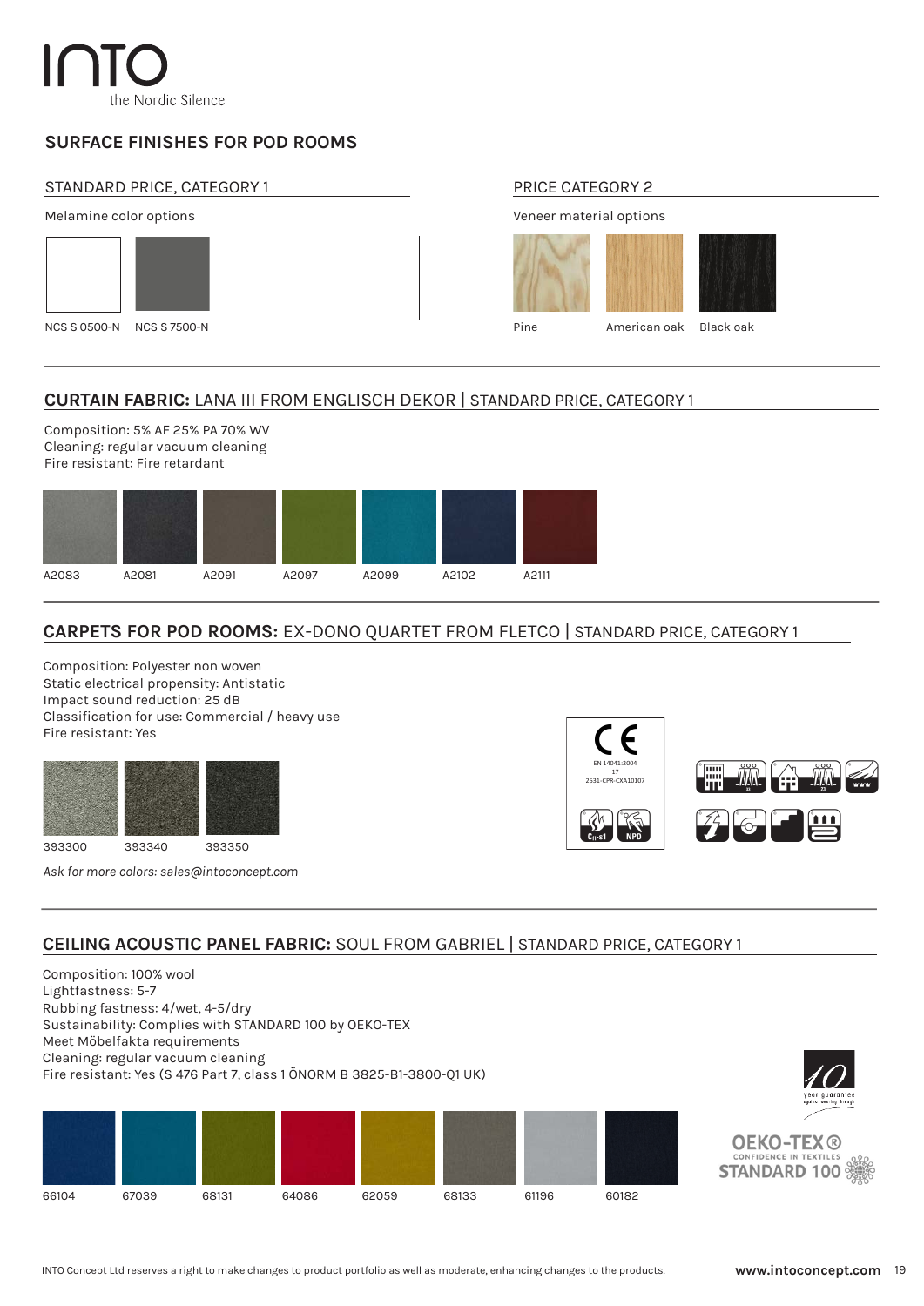INTO
the Nordic Silence

## SURFACE FINISHES FOR POD ROOMS

### STANDARD PRICE, CATEGORY 1

Melamine color options

NCS S 0500-N    NCS S 7500-N

### PRICE CATEGORY 2

Veneer material options

Pine    American oak    Black oak

## CURTAIN FABRIC: LANA III FROM ENGLISCH DEKOR | STANDARD PRICE, CATEGORY 1

Composition: 5% AF 25% PA 70% WV
Cleaning: regular vacuum cleaning
Fire resistant: Fire retardant

A2083    A2081    A2091    A2097    A2099    A2102    A2111

## CARPETS FOR POD ROOMS: EX-DONO QUARTET FROM FLETCO | STANDARD PRICE, CATEGORY 1

Composition: Polyester non woven
Static electrical propensity: Antistatic
Impact sound reduction: 25 dB
Classification for use: Commercial / heavy use
Fire resistant: Yes

393300    393340    393350

*Ask for more colors: sales@intoconcept.com*

CE
EN 14041:2004
17
2531-CPR-CXA10107

$C_{fl}$-s1    NPD

## CEILING ACOUSTIC PANEL FABRIC: SOUL FROM GABRIEL | STANDARD PRICE, CATEGORY 1

Composition: 100% wool
Lightfastness: 5-7
Rubbing fastness: 4/wet, 4-5/dry
Sustainability: Complies with STANDARD 100 by OEKO-TEX
Meet Möbelfakta requirements
Cleaning: regular vacuum cleaning
Fire resistant: Yes (S 476 Part 7, class 1 ÖNORM B 3825-B1-3800-Q1 UK)

66104    67039    68131    64086    62059    68133    61196    60182

10 year guarantee against wearing through

OEKO-TEX®
CONFIDENCE IN TEXTILES
STANDARD 100

INTO Concept Ltd reserves a right to make changes to product portfolio as well as moderate, enhancing changes to the products.

www.intoconcept.com